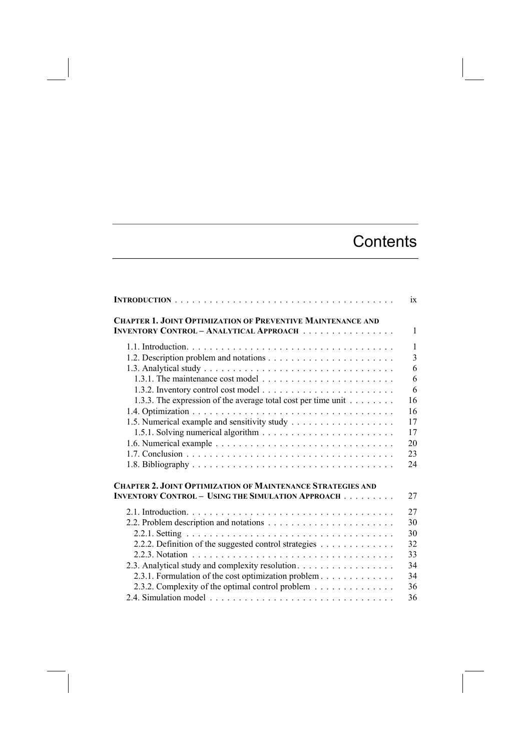# Contents

INTRODUCTION . . . . . . . . . . . . . . . . . . . . . . . . . . . . . . . . . . . . . . ix

CHAPTER 1. JOINT OPTIMIZATION OF PREVENTIVE MAINTENANCE AND INVENTORY CONTROL – ANALYTICAL APPROACH . . . . . . . . . . . . . . . . 1

- 1.1. Introduction. . . . . . . . . . . . . . . . . . . . . . . . . . . . . . . . . . . . 1
- 1.2. Description problem and notations . . . . . . . . . . . . . . . . . . . . . . 3
- 1.3. Analytical study . . . . . . . . . . . . . . . . . . . . . . . . . . . . . . . . . 6
  - 1.3.1. The maintenance cost model . . . . . . . . . . . . . . . . . . . . . . . 6
  - 1.3.2. Inventory control cost model . . . . . . . . . . . . . . . . . . . . . . . 6
  - 1.3.3. The expression of the average total cost per time unit . . . . . . . . 16
- 1.4. Optimization . . . . . . . . . . . . . . . . . . . . . . . . . . . . . . . . . . . 16
- 1.5. Numerical example and sensitivity study . . . . . . . . . . . . . . . . . . 17
  - 1.5.1. Solving numerical algorithm . . . . . . . . . . . . . . . . . . . . . . . 17
- 1.6. Numerical example . . . . . . . . . . . . . . . . . . . . . . . . . . . . . . 20
- 1.7. Conclusion . . . . . . . . . . . . . . . . . . . . . . . . . . . . . . . . . . . 23
- 1.8. Bibliography . . . . . . . . . . . . . . . . . . . . . . . . . . . . . . . . . . 24

CHAPTER 2. JOINT OPTIMIZATION OF MAINTENANCE STRATEGIES AND INVENTORY CONTROL – USING THE SIMULATION APPROACH . . . . . . . . . 27

- 2.1. Introduction. . . . . . . . . . . . . . . . . . . . . . . . . . . . . . . . . . . . 27
- 2.2. Problem description and notations . . . . . . . . . . . . . . . . . . . . . . 30
  - 2.2.1. Setting . . . . . . . . . . . . . . . . . . . . . . . . . . . . . . . . . . . 30
  - 2.2.2. Definition of the suggested control strategies . . . . . . . . . . . . . 32
  - 2.2.3. Notation . . . . . . . . . . . . . . . . . . . . . . . . . . . . . . . . . . 33
- 2.3. Analytical study and complexity resolution. . . . . . . . . . . . . . . . . 34
  - 2.3.1. Formulation of the cost optimization problem . . . . . . . . . . . . . 34
  - 2.3.2. Complexity of the optimal control problem . . . . . . . . . . . . . . 36
- 2.4. Simulation model . . . . . . . . . . . . . . . . . . . . . . . . . . . . . . . . 36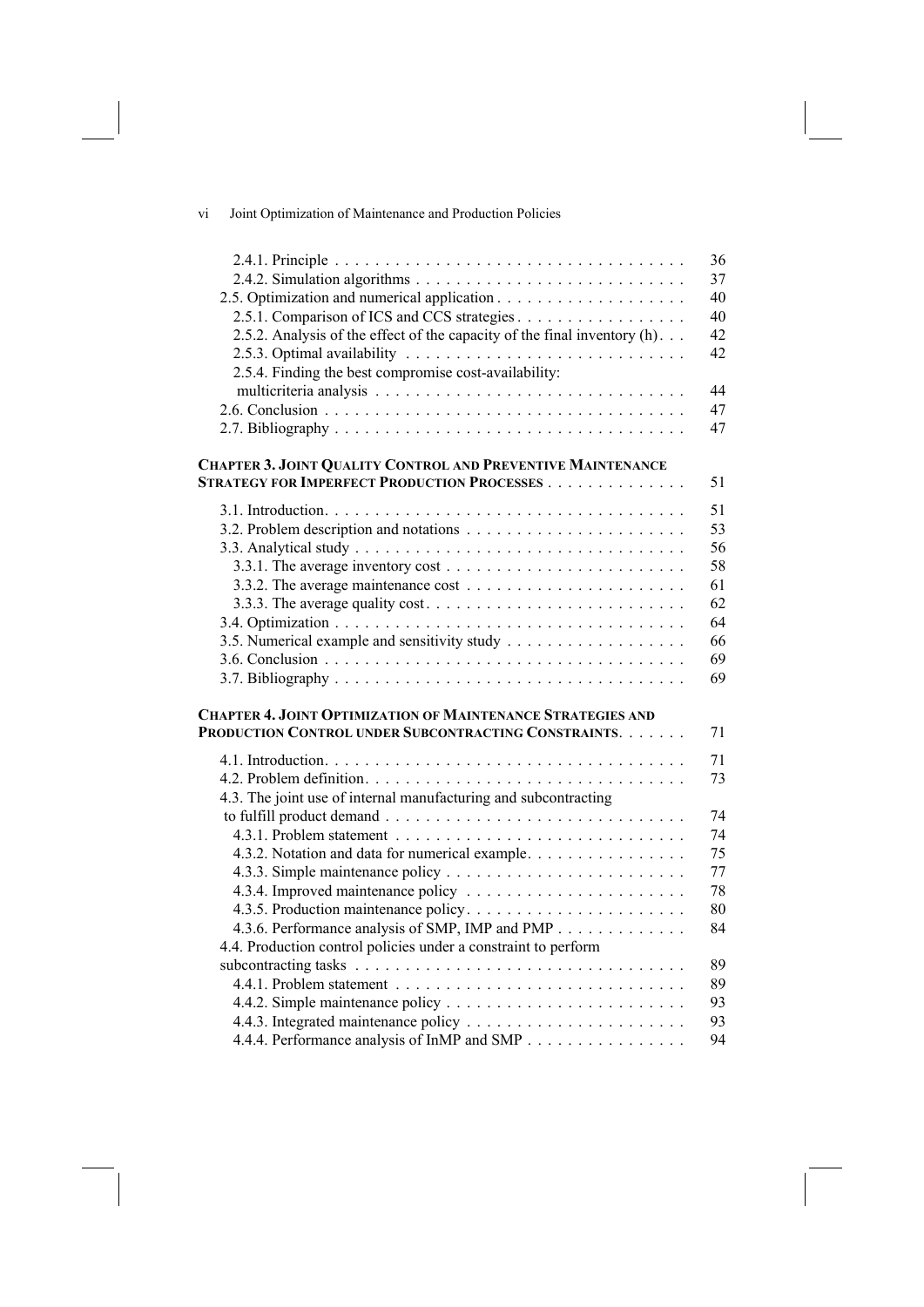2.4.1. Principle . . . . . . . . . . . . . . . . . . . . . . . . . . . . . . . . . . . 36
2.4.2. Simulation algorithms . . . . . . . . . . . . . . . . . . . . . . . . . . . 37
2.5. Optimization and numerical application . . . . . . . . . . . . . . . . . . 40
2.5.1. Comparison of ICS and CCS strategies . . . . . . . . . . . . . . . . 40
2.5.2. Analysis of the effect of the capacity of the final inventory (h) . . . 42
2.5.3. Optimal availability . . . . . . . . . . . . . . . . . . . . . . . . . . . 42
2.5.4. Finding the best compromise cost-availability: multicriteria analysis . . . . . . . . . . . . . . . . . . . . . . . . . . . . . 44
2.6. Conclusion . . . . . . . . . . . . . . . . . . . . . . . . . . . . . . . . . . 47
2.7. Bibliography . . . . . . . . . . . . . . . . . . . . . . . . . . . . . . . . . 47

**CHAPTER 3. JOINT QUALITY CONTROL AND PREVENTIVE MAINTENANCE STRATEGY FOR IMPERFECT PRODUCTION PROCESSES** . . . . . . . . . . . . . 51

3.1. Introduction . . . . . . . . . . . . . . . . . . . . . . . . . . . . . . . . . 51
3.2. Problem description and notations . . . . . . . . . . . . . . . . . . . . . 53
3.3. Analytical study . . . . . . . . . . . . . . . . . . . . . . . . . . . . . . . 56
3.3.1. The average inventory cost . . . . . . . . . . . . . . . . . . . . . . . 58
3.3.2. The average maintenance cost . . . . . . . . . . . . . . . . . . . . . 61
3.3.3. The average quality cost . . . . . . . . . . . . . . . . . . . . . . . . . 62
3.4. Optimization . . . . . . . . . . . . . . . . . . . . . . . . . . . . . . . . . 64
3.5. Numerical example and sensitivity study . . . . . . . . . . . . . . . . . 66
3.6. Conclusion . . . . . . . . . . . . . . . . . . . . . . . . . . . . . . . . . . 69
3.7. Bibliography . . . . . . . . . . . . . . . . . . . . . . . . . . . . . . . . . 69

**CHAPTER 4. JOINT OPTIMIZATION OF MAINTENANCE STRATEGIES AND PRODUCTION CONTROL UNDER SUBCONTRACTING CONSTRAINTS** . . . . . . . 71

4.1. Introduction . . . . . . . . . . . . . . . . . . . . . . . . . . . . . . . . . 71
4.2. Problem definition . . . . . . . . . . . . . . . . . . . . . . . . . . . . . . 73
4.3. The joint use of internal manufacturing and subcontracting to fulfill product demand . . . . . . . . . . . . . . . . . . . . . . . . . . . . . 74
4.3.1. Problem statement . . . . . . . . . . . . . . . . . . . . . . . . . . . . 74
4.3.2. Notation and data for numerical example . . . . . . . . . . . . . . . 75
4.3.3. Simple maintenance policy . . . . . . . . . . . . . . . . . . . . . . . . 77
4.3.4. Improved maintenance policy . . . . . . . . . . . . . . . . . . . . . . 78
4.3.5. Production maintenance policy . . . . . . . . . . . . . . . . . . . . . 80
4.3.6. Performance analysis of SMP, IMP and PMP . . . . . . . . . . . . . 84
4.4. Production control policies under a constraint to perform subcontracting tasks . . . . . . . . . . . . . . . . . . . . . . . . . . . . . . . 89
4.4.1. Problem statement . . . . . . . . . . . . . . . . . . . . . . . . . . . . 89
4.4.2. Simple maintenance policy . . . . . . . . . . . . . . . . . . . . . . . . 93
4.4.3. Integrated maintenance policy . . . . . . . . . . . . . . . . . . . . . . 93
4.4.4. Performance analysis of InMP and SMP . . . . . . . . . . . . . . . . 94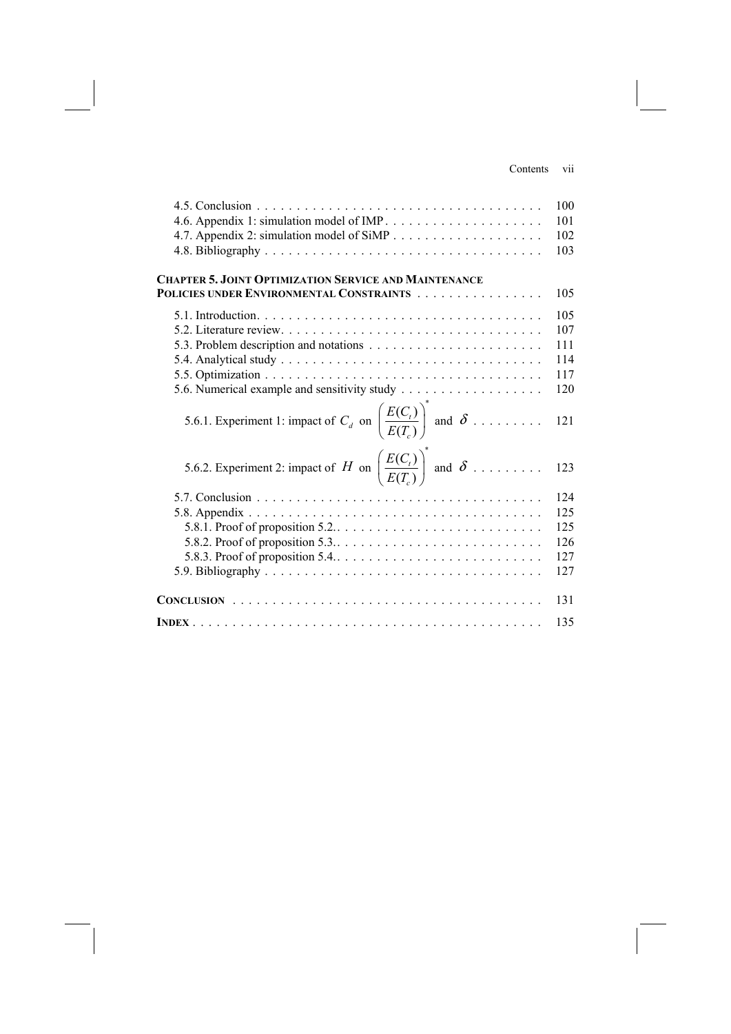4.5. Conclusion . . . . . . . . . . . . . . . . . . . . . . . . . . . . . . . . . . . . 100
4.6. Appendix 1: simulation model of IMP . . . . . . . . . . . . . . . . . . . . 101
4.7. Appendix 2: simulation model of SiMP . . . . . . . . . . . . . . . . . . . 102
4.8. Bibliography . . . . . . . . . . . . . . . . . . . . . . . . . . . . . . . . . . . 103

**CHAPTER 5. JOINT OPTIMIZATION SERVICE AND MAINTENANCE POLICIES UNDER ENVIRONMENTAL CONSTRAINTS** . . . . . . . . . . . . . . . . 105

5.1. Introduction. . . . . . . . . . . . . . . . . . . . . . . . . . . . . . . . . . . . 105
5.2. Literature review. . . . . . . . . . . . . . . . . . . . . . . . . . . . . . . . . 107
5.3. Problem description and notations . . . . . . . . . . . . . . . . . . . . . . 111
5.4. Analytical study . . . . . . . . . . . . . . . . . . . . . . . . . . . . . . . . . 114
5.5. Optimization . . . . . . . . . . . . . . . . . . . . . . . . . . . . . . . . . . . 117
5.6. Numerical example and sensitivity study . . . . . . . . . . . . . . . . . . 120
5.6.1. Experiment 1: impact of $C_d$ on $\left(\frac{E(C_t)}{E(T_c)}\right)^*$ and $\delta$ . . . . . . . . . 121
5.6.2. Experiment 2: impact of $H$ on $\left(\frac{E(C_t)}{E(T_c)}\right)^*$ and $\delta$ . . . . . . . . . 123
5.7. Conclusion . . . . . . . . . . . . . . . . . . . . . . . . . . . . . . . . . . . . 124
5.8. Appendix . . . . . . . . . . . . . . . . . . . . . . . . . . . . . . . . . . . . . 125
5.8.1. Proof of proposition 5.2.. . . . . . . . . . . . . . . . . . . . . . . . . . . 125
5.8.2. Proof of proposition 5.3.. . . . . . . . . . . . . . . . . . . . . . . . . . . 126
5.8.3. Proof of proposition 5.4.. . . . . . . . . . . . . . . . . . . . . . . . . . . 127
5.9. Bibliography . . . . . . . . . . . . . . . . . . . . . . . . . . . . . . . . . . . 127

**CONCLUSION** . . . . . . . . . . . . . . . . . . . . . . . . . . . . . . . . . . . . . 131

**INDEX** . . . . . . . . . . . . . . . . . . . . . . . . . . . . . . . . . . . . . . . . . 135